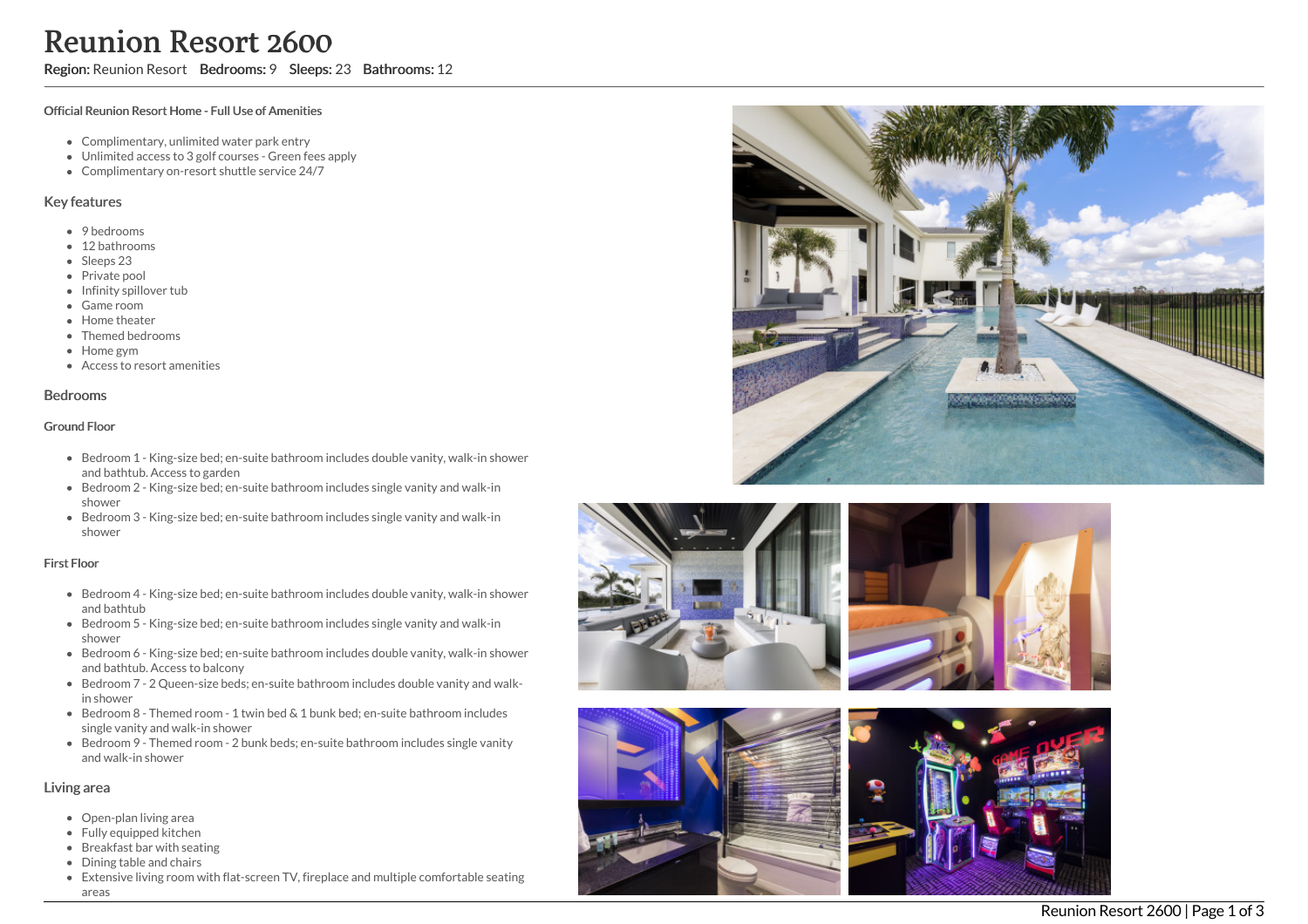# Reunion Resort 2600

**Region:** Reunion Resort **Bedrooms:** 9 **Sleeps:** 23 **Bathrooms:** 12

#### Official Reunion Resort Home - Full Use of Amenities

- Complimentary, unlimited water park entry
- Unlimited access to 3 golf courses - Green fees apply
- Complimentary on-resort shuttle service 24/7

## Key features

- 9 bedrooms
- 12 bathrooms
- Sleeps 23
- Private pool
- Infinity spillover tub
- Game room
- Home theater
- Themed bedrooms
- Home gym
- Access to resort amenities

## Bedrooms

### Ground Floor

- Bedroom 1 - King-size bed; en-suite bathroom includes double vanity, walk-in shower and bathtub. Access to garden
- Bedroom 2 - King-size bed; en-suite bathroom includes single vanity and walk-in shower
- Bedroom 3 - King-size bed; en-suite bathroom includes single vanity and walk-in shower

### First Floor

- Bedroom 4 - King-size bed; en-suite bathroom includes double vanity, walk-in shower and bathtub
- Bedroom 5 - King-size bed; en-suite bathroom includes single vanity and walk-in shower
- Bedroom 6 - King-size bed; en-suite bathroom includes double vanity, walk-in shower and bathtub. Access to balcony
- Bedroom 7 - 2 Queen-size beds; en-suite bathroom includes double vanity and walk-in shower
- Bedroom 8 - Themed room - 1 twin bed & 1 bunk bed; en-suite bathroom includes single vanity and walk-in shower
- Bedroom 9 - Themed room - 2 bunk beds; en-suite bathroom includes single vanity and walk-in shower

## Living area

- Open-plan living area
- Fully equipped kitchen
- Breakfast bar with seating
- Dining table and chairs
- Extensive living room with flat-screen TV, fireplace and multiple comfortable seating areas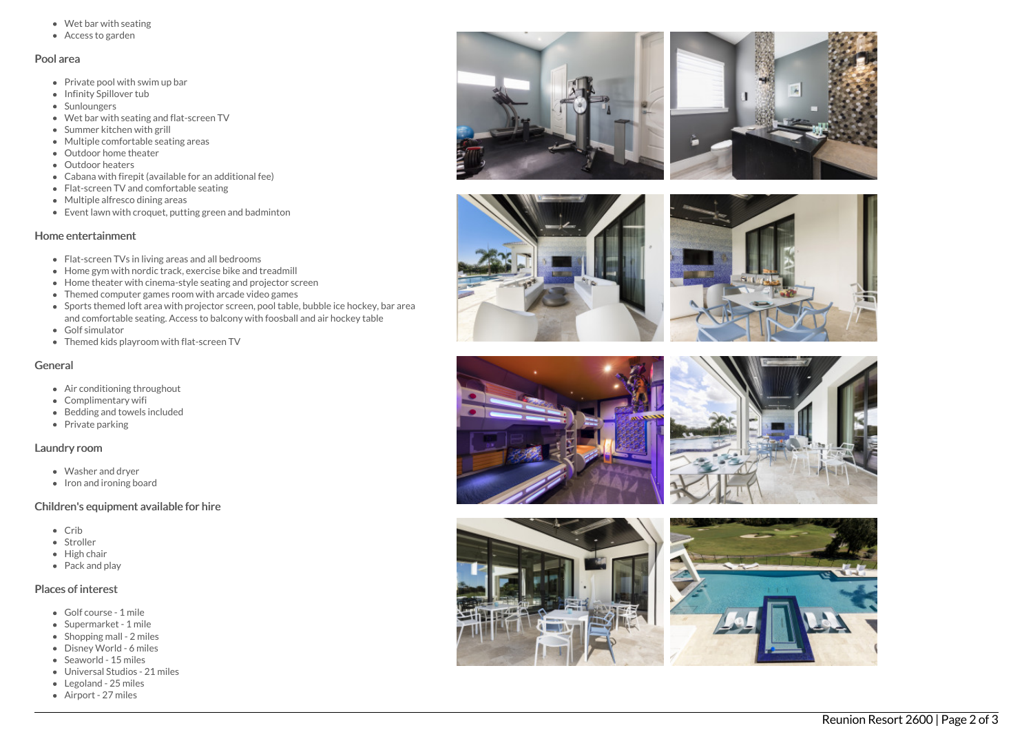- Wet bar with seating
- Access to garden

## Pool area

- Private pool with swim up bar
- Infinity Spillover tub
- Sunloungers
- Wet bar with seating and flat-screen TV
- Summer kitchen with grill
- Multiple comfortable seating areas
- Outdoor home theater
- Outdoor heaters
- Cabana with firepit (available for an additional fee)
- Flat-screen TV and comfortable seating
- Multiple alfresco dining areas
- Event lawn with croquet, putting green and badminton

## Home entertainment

- Flat-screen TVs in living areas and all bedrooms
- Home gym with nordic track, exercise bike and treadmill
- Home theater with cinema-style seating and projector screen
- Themed computer games room with arcade video games
- Sports themed loft area with projector screen, pool table, bubble ice hockey, bar area and comfortable seating. Access to balcony with foosball and air hockey table
- Golf simulator
- Themed kids playroom with flat-screen TV

## General

- Air conditioning throughout
- Complimentary wifi
- Bedding and towels included
- Private parking

## Laundry room

- Washer and dryer
- Iron and ironing board

## Children's equipment available for hire

- Crib
- Stroller
- High chair
- Pack and play

## Places of interest

- Golf course - 1 mile
- Supermarket - 1 mile
- Shopping mall - 2 miles
- Disney World - 6 miles
- Seaworld - 15 miles
- Universal Studios - 21 miles
- Legoland - 25 miles
- Airport - 27 miles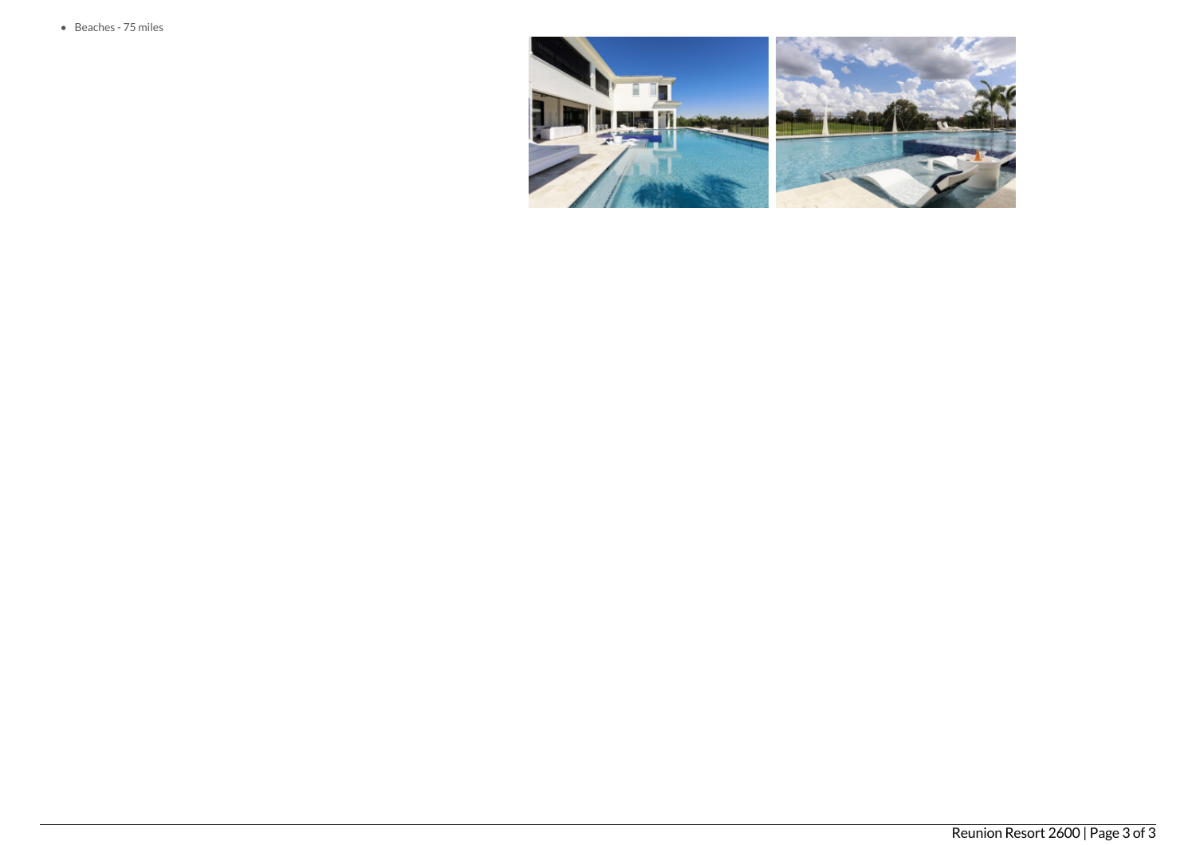- Beaches - 75 miles